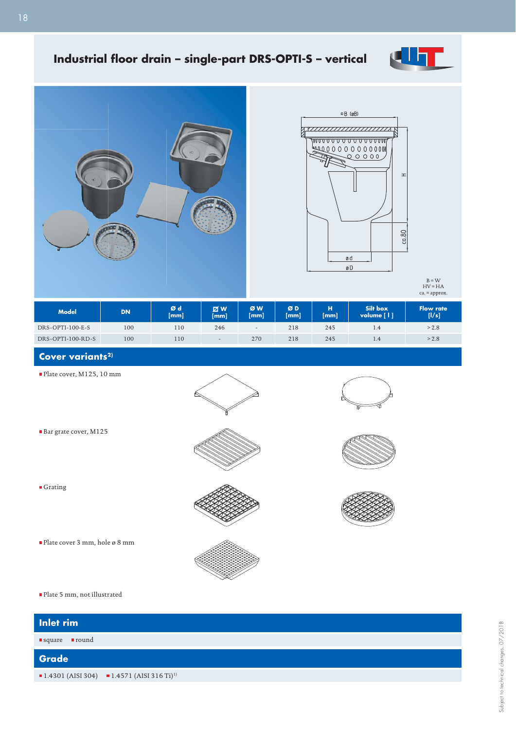# Industrial floor drain – single-part DRS-OPTI-S – vertical

B = W
HV = HA
ca. = approx.

| Model | DN | Ø d [mm] | ☐ W [mm] | Ø W [mm] | Ø D [mm] | H [mm] | Silt box volume [ l ] | Flow rate [l/s] |
|---|---|---|---|---|---|---|---|---|
| DRS-OPTI-100-E-S | 100 | 110 | 246 | - | 218 | 245 | 1.4 | > 2.8 |
| DRS-OPTI-100-RD-S | 100 | 110 | - | 270 | 218 | 245 | 1.4 | > 2.8 |

## Cover variants[2)]

- Plate cover, M125, 10 mm
- Bar grate cover, M125
- Grating
- Plate cover 3 mm, hole ø 8 mm
- Plate 5 mm, not illustrated

## Inlet rim

- square
- round

## Grade

- 1.4301 (AISI 304)
- 1.4571 (AISI 316 Ti)[1)]

Subject to technical changes. 07/2018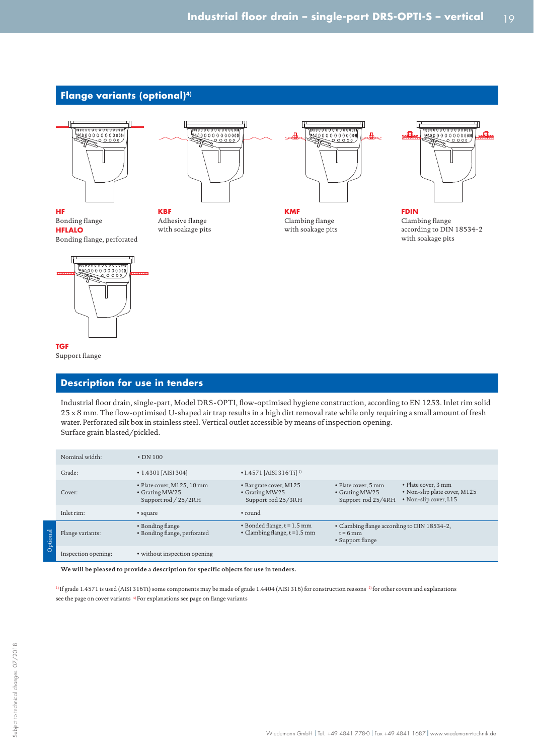## Flange variants (optional)[4]

**HF**
Bonding flange
**HFLALO**
Bonding flange, perforated

**KBF**
Adhesive flange
with soakage pits

**KMF**
Clambing flange
with soakage pits

**FDIN**
Clambing flange
according to DIN 18534-2
with soakage pits

**TGF**
Support flange

## Description for use in tenders

Industrial floor drain, single-part, Model DRS-OPTI, flow-optimised hygiene construction, according to EN 1253. Inlet rim solid 25 x 8 mm. The flow-optimised U-shaped air trap results in a high dirt removal rate while only requiring a small amount of fresh water. Perforated silt box in stainless steel. Vertical outlet accessible by means of inspection opening.
Surface grain blasted/pickled.

| | | | | | |
|---|---|---|---|---|---|
| | Nominal width: | • DN 100 | | | |
| | Grade: | • 1.4301 [AISI 304] | • 1.4571 [AISI 316 Ti] [1] | | |
| | Cover: | • Plate cover, M125, 10 mm<br>• Grating MW25<br>Support rod / 25/2RH | • Bar grate cover, M125<br>• Grating MW25<br>Support rod 25/3RH | • Plate cover, 5 mm<br>• Grating MW25<br>Support rod 25/4RH | • Plate cover, 3 mm<br>• Non-slip plate cover, M125<br>• Non-slip cover, L15 |
| | Inlet rim: | • square | • round | | |
| Optional | Flange variants: | • Bonding flange<br>• Bonding flange, perforated | • Bonded flange, t = 1.5 mm<br>• Clambing flange, t = 1.5 mm | • Clambing flange according to DIN 18534-2, t = 6 mm<br>• Support flange | |
| | Inspection opening: | • without inspection opening | | | |

**We will be pleased to provide a description for specific objects for use in tenders.**

[1] If grade 1.4571 is used (AISI 316Ti) some components may be made of grade 1.4404 (AISI 316) for construction reasons [2] for other covers and explanations see the page on cover variants [4] For explanations see page on flange variants